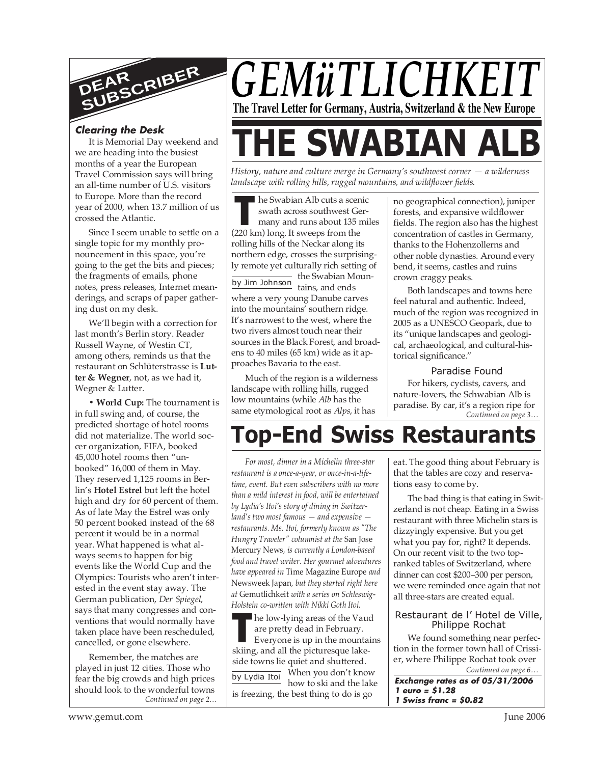# GEMüTLICHKEIT

**The Travel Letter for Germany, Austria, Switzerland & the New Europe**

## DEAR SUBSCRIBER

### Clearing the Desk

It is Memorial Day weekend and we are heading into the busiest months of a year the European Travel Commission says will bring an all-time number of U.S. visitors to Europe. More than the record year of 2000, when 13.7 million of us crossed the Atlantic.

Since I seem unable to settle on a single topic for my monthly pronouncement in this space, you're going to the get the bits and pieces; the fragments of emails, phone notes, press releases, Internet meanderings, and scraps of paper gathering dust on my desk.

We'll begin with a correction for last month's Berlin story. Reader Russell Wayne, of Westin CT, among others, reminds us that the restaurant on Schlüterstrasse is **Lutter & Wegner**, not, as we had it, Wegner & Lutter.

• **World Cup:** The tournament is in full swing and, of course, the predicted shortage of hotel rooms did not materialize. The world soccer organization, FIFA, booked 45,000 hotel rooms then "unbooked" 16,000 of them in May. They reserved 1,125 rooms in Berlin's **Hotel Estrel** but left the hotel high and dry for 60 percent of them. As of late May the Estrel was only 50 percent booked instead of the 68 percent it would be in a normal year. What happened is what always seems to happen for big events like the World Cup and the Olympics: Tourists who aren't interested in the event stay away. The German publication, *Der Spiegel*, says that many congresses and conventions that would normally have taken place have been rescheduled, cancelled, or gone elsewhere.

Remember, the matches are played in just 12 cities. Those who fear the big crowds and high prices should look to the wonderful towns

*Continued on page 2…*

# THE SWABIAN ALB

*History, nature and culture merge in Germany's southwest corner — a wilderness landscape with rolling hills, rugged mountains, and wildflower fields.*

by Jim Johnson

The Swabian Alb cuts a scenic swath across southwest Germany and runs about 135 miles (220 km) long. It sweeps from the rolling hills of the Neckar along its northern edge, crosses the surprisingly remote yet culturally rich setting of the Swabian Mountains, and ends where a very young Danube carves into the mountains' southern ridge. It's narrowest to the west, where the two rivers almost touch near their sources in the Black Forest, and broadens to 40 miles (65 km) wide as it approaches Bavaria to the east.

Much of the region is a wilderness landscape with rolling hills, rugged low mountains (while *Alb* has the same etymological root as *Alps*, it has no geographical connection), juniper forests, and expansive wildflower fields. The region also has the highest concentration of castles in Germany, thanks to the Hohenzollerns and other noble dynasties. Around every bend, it seems, castles and ruins crown craggy peaks.

Both landscapes and towns here feel natural and authentic. Indeed, much of the region was recognized in 2005 as a UNESCO Geopark, due to its "unique landscapes and geological, archaeological, and cultural-historical significance."

### Paradise Found

For hikers, cyclists, cavers, and nature-lovers, the Schwabian Alb is paradise. By car, it's a region ripe for

*Continued on page 3…*

# Top-End Swiss Restaurants

*For most, dinner in a Michelin three-star restaurant is a once-a-year, or once-in-a-lifetime, event. But even subscribers with no more than a mild interest in food, will be entertained by Lydia's Itoi's story of dining in Switzerland's two most famous — and expensive — restaurants. Ms. Itoi, formerly known as "The Hungry Traveler" columnist at the* San Jose Mercury News, *is currently a London-based food and travel writer. Her gourmet adventures have appeared in* Time Magazine Europe *and* Newsweek Japan, *but they started right here at* Gemutlichkeit *with a series on Schleswig-Holstein co-written with Nikki Goth Itoi.*

by Lydia Itoi

The low-lying areas of the Vaud are pretty dead in February. Everyone is up in the mountains skiing, and all the picturesque lakeside towns lie quiet and shuttered. When you don't know how to ski and the lake is freezing, the best thing to do is go eat. The good thing about February is that the tables are cozy and reservations easy to come by.

The bad thing is that eating in Switzerland is not cheap. Eating in a Swiss restaurant with three Michelin stars is dizzyingly expensive. But you get what you pay for, right? It depends. On our recent visit to the two top-ranked tables of Switzerland, where dinner can cost $200–300 per person, we were reminded once again that not all three-stars are created equal.

### Restaurant de l' Hotel de Ville, Philippe Rochat

We found something near perfection in the former town hall of Crissier, where Philippe Rochat took over

*Continued on page 6…*

***Exchange rates as of 05/31/2006***
***1 euro = $1.28***
***1 Swiss franc = $0.82***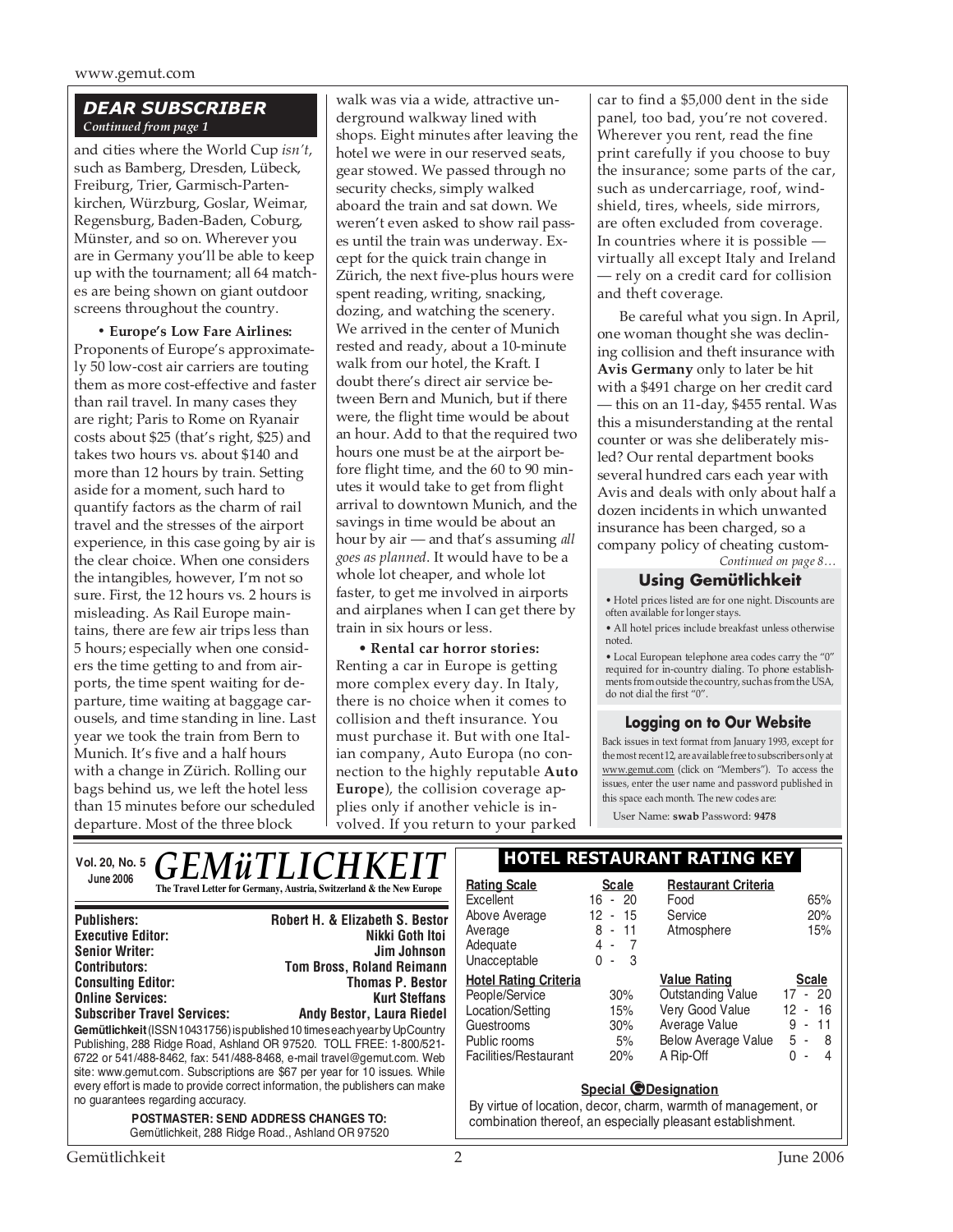## DEAR SUBSCRIBER

*Continued from page 1*

and cities where the World Cup *isn't*, such as Bamberg, Dresden, Lübeck, Freiburg, Trier, Garmisch-Partenkirchen, Würzburg, Goslar, Weimar, Regensburg, Baden-Baden, Coburg, Münster, and so on. Wherever you are in Germany you'll be able to keep up with the tournament; all 64 matches are being shown on giant outdoor screens throughout the country.

• **Europe's Low Fare Airlines:** Proponents of Europe's approximately 50 low-cost air carriers are touting them as more cost-effective and faster than rail travel. In many cases they are right; Paris to Rome on Ryanair costs about $25 (that's right, $25) and takes two hours vs. about $140 and more than 12 hours by train. Setting aside for a moment, such hard to quantify factors as the charm of rail travel and the stresses of the airport experience, in this case going by air is the clear choice. When one considers the intangibles, however, I'm not so sure. First, the 12 hours vs. 2 hours is misleading. As Rail Europe maintains, there are few air trips less than 5 hours; especially when one considers the time getting to and from airports, the time spent waiting for departure, time waiting at baggage carousels, and time standing in line. Last year we took the train from Bern to Munich. It's five and a half hours with a change in Zürich. Rolling our bags behind us, we left the hotel less than 15 minutes before our scheduled departure. Most of the three block walk was via a wide, attractive underground walkway lined with shops. Eight minutes after leaving the hotel we were in our reserved seats, gear stowed. We passed through no security checks, simply walked aboard the train and sat down. We weren't even asked to show rail passes until the train was underway. Except for the quick train change in Zürich, the next five-plus hours were spent reading, writing, snacking, dozing, and watching the scenery. We arrived in the center of Munich rested and ready, about a 10-minute walk from our hotel, the Kraft. I doubt there's direct air service between Bern and Munich, but if there were, the flight time would be about an hour. Add to that the required two hours one must be at the airport before flight time, and the 60 to 90 minutes it would take to get from flight arrival to downtown Munich, and the savings in time would be about an hour by air — and that's assuming *all goes as planned*. It would have to be a whole lot cheaper, and whole lot faster, to get me involved in airports and airplanes when I can get there by train in six hours or less.

• **Rental car horror stories:** Renting a car in Europe is getting more complex every day. In Italy, there is no choice when it comes to collision and theft insurance. You must purchase it. But with one Italian company, Auto Europa (no connection to the highly reputable **Auto Europe**), the collision coverage applies only if another vehicle is involved. If you return to your parked car to find a $5,000 dent in the side panel, too bad, you're not covered. Wherever you rent, read the fine print carefully if you choose to buy the insurance; some parts of the car, such as undercarriage, roof, windshield, tires, wheels, side mirrors, are often excluded from coverage. In countries where it is possible — virtually all except Italy and Ireland — rely on a credit card for collision and theft coverage.

Be careful what you sign. In April, one woman thought she was declining collision and theft insurance with **Avis Germany** only to later be hit with a $491 charge on her credit card — this on an 11-day, $455 rental. Was this a misunderstanding at the rental counter or was she deliberately misled? Our rental department books several hundred cars each year with Avis and deals with only about half a dozen incidents in which unwanted insurance has been charged, so a company policy of cheating custom-

*Continued on page 8…*

### Using Gemütlichkeit

• Hotel prices listed are for one night. Discounts are often available for longer stays.

• All hotel prices include breakfast unless otherwise noted.

• Local European telephone area codes carry the "0" required for in-country dialing. To phone establishments from outside the country, such as from the USA, do not dial the first "0".

### Logging on to Our Website

Back issues in text format from January 1993, except for the most recent 12, are available free to subscribers only at www.gemut.com (click on "Members"). To access the issues, enter the user name and password published in this space each month. The new codes are:

User Name: **swab** Password: **9478**

---

**Vol. 20, No. 5**
**June 2006**

# GEMüTLICHKEIT

**The Travel Letter for Germany, Austria, Switzerland & the New Europe**

| | |
|---|---|
| **Publishers:** | **Robert H. & Elizabeth S. Bestor** |
| **Executive Editor:** | **Nikki Goth Itoi** |
| **Senior Writer:** | **Jim Johnson** |
| **Contributors:** | **Tom Bross, Roland Reimann** |
| **Consulting Editor:** | **Thomas P. Bestor** |
| **Online Services:** | **Kurt Steffans** |
| **Subscriber Travel Services:** | **Andy Bestor, Laura Riedel** |

**Gemütlichkeit** (ISSN 10431756) is published 10 times each year by UpCountry Publishing, 288 Ridge Road, Ashland OR 97520. TOLL FREE: 1-800/521-6722 or 541/488-8462, fax: 541/488-8468, e-mail travel@gemut.com. Web site: www.gemut.com. Subscriptions are $67 per year for 10 issues. While every effort is made to provide correct information, the publishers can make no guarantees regarding accuracy.

**POSTMASTER: SEND ADDRESS CHANGES TO:**
Gemütlichkeit, 288 Ridge Road., Ashland OR 97520

## HOTEL RESTAURANT RATING KEY

| Rating Scale | Scale |
|---|---|
| Excellent | 16 - 20 |
| Above Average | 12 - 15 |
| Average | 8 - 11 |
| Adequate | 4 - 7 |
| Unacceptable | 0 - 3 |

| Restaurant Criteria | |
|---|---|
| Food | 65% |
| Service | 20% |
| Atmosphere | 15% |

| Hotel Rating Criteria | |
|---|---|
| People/Service | 30% |
| Location/Setting | 15% |
| Guestrooms | 30% |
| Public rooms | 5% |
| Facilities/Restaurant | 20% |

| Value Rating | Scale |
|---|---|
| Outstanding Value | 17 - 20 |
| Very Good Value | 12 - 16 |
| Average Value | 9 - 11 |
| Below Average Value | 5 - 8 |
| A Rip-Off | 0 - 4 |

**Special G Designation**

By virtue of location, decor, charm, warmth of management, or combination thereof, an especially pleasant establishment.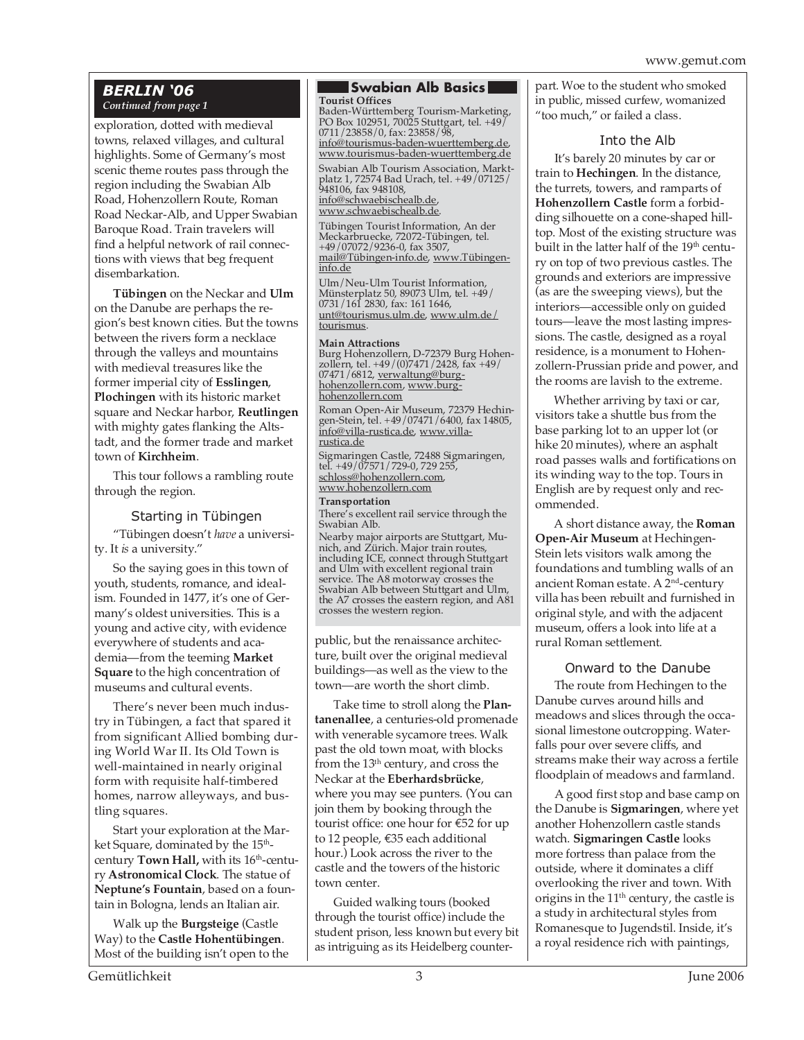## BERLIN '06

*Continued from page 1*

exploration, dotted with medieval towns, relaxed villages, and cultural highlights. Some of Germany's most scenic theme routes pass through the region including the Swabian Alb Road, Hohenzollern Route, Roman Road Neckar-Alb, and Upper Swabian Baroque Road. Train travelers will find a helpful network of rail connections with views that beg frequent disembarkation.

**Tübingen** on the Neckar and **Ulm** on the Danube are perhaps the region's best known cities. But the towns between the rivers form a necklace through the valleys and mountains with medieval treasures like the former imperial city of **Esslingen**, **Plochingen** with its historic market square and Neckar harbor, **Reutlingen** with mighty gates flanking the Altstadt, and the former trade and market town of **Kirchheim**.

This tour follows a rambling route through the region.

### Starting in Tübingen

"Tübingen doesn't *have* a university. It *is* a university."

So the saying goes in this town of youth, students, romance, and idealism. Founded in 1477, it's one of Germany's oldest universities. This is a young and active city, with evidence everywhere of students and academia—from the teeming **Market Square** to the high concentration of museums and cultural events.

There's never been much industry in Tübingen, a fact that spared it from significant Allied bombing during World War II. Its Old Town is well-maintained in nearly original form with requisite half-timbered homes, narrow alleyways, and bustling squares.

Start your exploration at the Market Square, dominated by the 15th-century **Town Hall,** with its 16th-century **Astronomical Clock**. The statue of **Neptune's Fountain**, based on a fountain in Bologna, lends an Italian air.

Walk up the **Burgsteige** (Castle Way) to the **Castle Hohentübingen**. Most of the building isn't open to the public, but the renaissance architecture, built over the original medieval buildings—as well as the view to the town—are worth the short climb.

Take time to stroll along the **Plantanenallee**, a centuries-old promenade with venerable sycamore trees. Walk past the old town moat, with blocks from the 13th century, and cross the Neckar at the **Eberhardsbrücke**, where you may see punters. (You can join them by booking through the tourist office: one hour for €52 for up to 12 people, €35 each additional hour.) Look across the river to the castle and the towers of the historic town center.

Guided walking tours (booked through the tourist office) include the student prison, less known but every bit as intriguing as its Heidelberg counterpart. Woe to the student who smoked in public, missed curfew, womanized "too much," or failed a class.

### Into the Alb

It's barely 20 minutes by car or train to **Hechingen**. In the distance, the turrets, towers, and ramparts of **Hohenzollern Castle** form a forbidding silhouette on a cone-shaped hilltop. Most of the existing structure was built in the latter half of the 19th century on top of two previous castles. The grounds and exteriors are impressive (as are the sweeping views), but the interiors—accessible only on guided tours—leave the most lasting impressions. The castle, designed as a royal residence, is a monument to Hohenzollern-Prussian pride and power, and the rooms are lavish to the extreme.

Whether arriving by taxi or car, visitors take a shuttle bus from the base parking lot to an upper lot (or hike 20 minutes), where an asphalt road passes walls and fortifications on its winding way to the top. Tours in English are by request only and recommended.

A short distance away, the **Roman Open-Air Museum** at Hechingen-Stein lets visitors walk among the foundations and tumbling walls of an ancient Roman estate. A 2nd-century villa has been rebuilt and furnished in original style, and with the adjacent museum, offers a look into life at a rural Roman settlement.

### Onward to the Danube

The route from Hechingen to the Danube curves around hills and meadows and slices through the occasional limestone outcropping. Waterfalls pour over severe cliffs, and streams make their way across a fertile floodplain of meadows and farmland.

A good first stop and base camp on the Danube is **Sigmaringen**, where yet another Hohenzollern castle stands watch. **Sigmaringen Castle** looks more fortress than palace from the outside, where it dominates a cliff overlooking the river and town. With origins in the 11th century, the castle is a study in architectural styles from Romanesque to Jugendstil. Inside, it's a royal residence rich with paintings,

---

### Swabian Alb Basics

**Tourist Offices**

Baden-Württemberg Tourism-Marketing, PO Box 102951, 70025 Stuttgart, tel. +49/0711/23858/0, fax: 23858/98, info@tourismus-baden-wuerttemberg.de, www.tourismus-baden-wuerttemberg.de

Swabian Alb Tourism Association, Marktplatz 1, 72574 Bad Urach, tel. +49/07125/948106, fax 948108, info@schwaebischealb.de, www.schwaebischealb.de.

Tübingen Tourist Information, An der Meckarbruecke, 72072-Tübingen, tel. +49/07072/9236-0, fax 3507, mail@Tübingen-info.de, www.Tübingen-info.de

Ulm/Neu-Ulm Tourist Information, Münsterplatz 50, 89073 Ulm, tel. +49/0731/161 2830, fax: 161 1646, unt@tourismus.ulm.de, www.ulm.de/tourismus.

**Main Attractions**

Burg Hohenzollern, D-72379 Burg Hohenzollern, tel. +49/(0)7471/2428, fax +49/07471/6812, verwaltung@burg-hohenzollern.com, www.burg-hohenzollern.com

Roman Open-Air Museum, 72379 Hechingen-Stein, tel. +49/07471/6400, fax 14805, info@villa-rustica.de, www.villa-rustica.de

Sigmaringen Castle, 72488 Sigmaringen, tel. +49/07571/729-0, 729 255, schloss@hohenzollern.com, www.hohenzollern.com

**Transportation**

There's excellent rail service through the Swabian Alb.

Nearby major airports are Stuttgart, Munich, and Zürich. Major train routes, including ICE, connect through Stuttgart and Ulm with excellent regional train service. The A8 motorway crosses the Swabian Alb between Stuttgart and Ulm, the A7 crosses the eastern region, and A81 crosses the western region.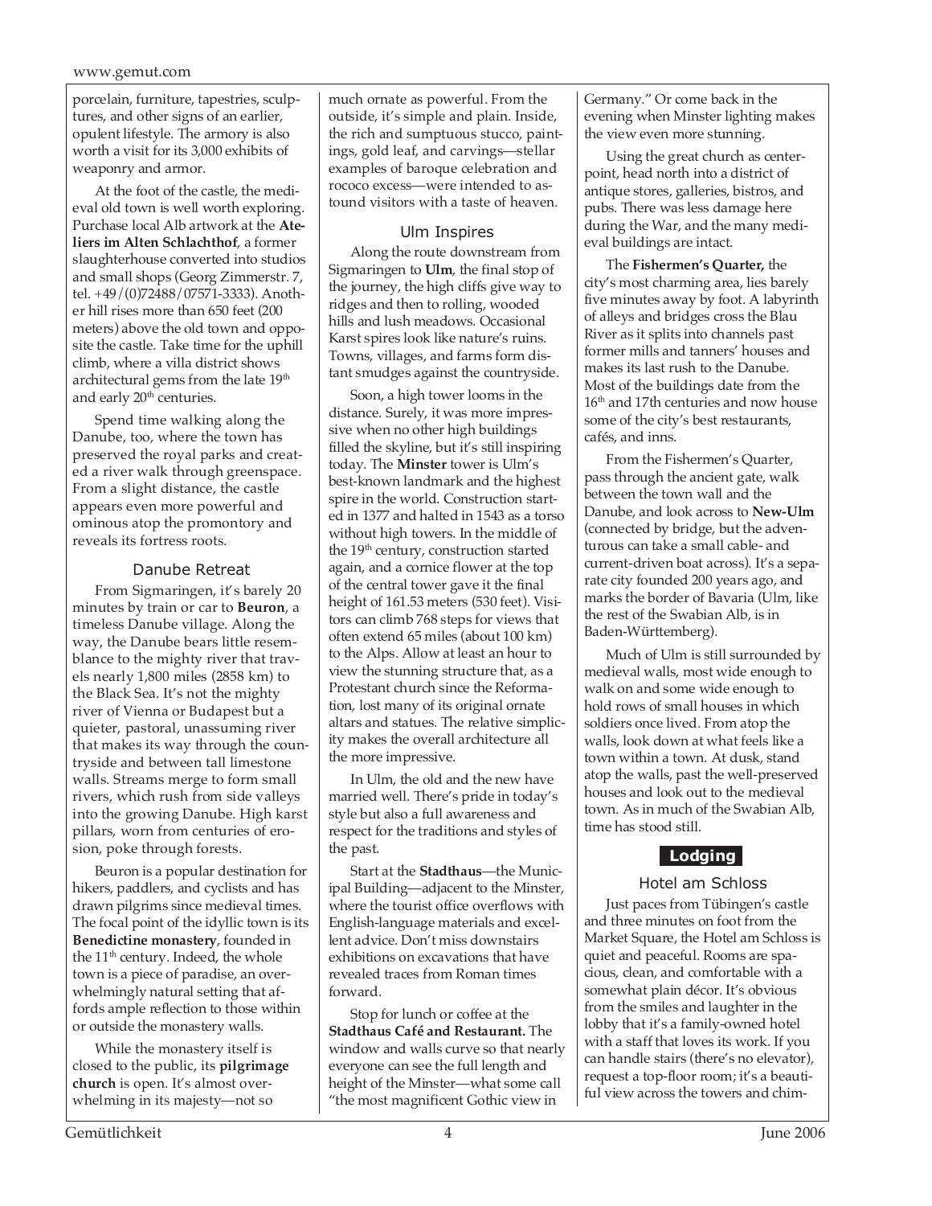porcelain, furniture, tapestries, sculptures, and other signs of an earlier, opulent lifestyle. The armory is also worth a visit for its 3,000 exhibits of weaponry and armor.

At the foot of the castle, the medieval old town is well worth exploring. Purchase local Alb artwork at the **Ateliers im Alten Schlachthof**, a former slaughterhouse converted into studios and small shops (Georg Zimmerstr. 7, tel. +49/(0)72488/07571-3333). Another hill rises more than 650 feet (200 meters) above the old town and opposite the castle. Take time for the uphill climb, where a villa district shows architectural gems from the late 19th and early 20th centuries.

Spend time walking along the Danube, too, where the town has preserved the royal parks and created a river walk through greenspace. From a slight distance, the castle appears even more powerful and ominous atop the promontory and reveals its fortress roots.

### Danube Retreat

From Sigmaringen, it's barely 20 minutes by train or car to **Beuron**, a timeless Danube village. Along the way, the Danube bears little resemblance to the mighty river that travels nearly 1,800 miles (2858 km) to the Black Sea. It's not the mighty river of Vienna or Budapest but a quieter, pastoral, unassuming river that makes its way through the countryside and between tall limestone walls. Streams merge to form small rivers, which rush from side valleys into the growing Danube. High karst pillars, worn from centuries of erosion, poke through forests.

Beuron is a popular destination for hikers, paddlers, and cyclists and has drawn pilgrims since medieval times. The focal point of the idyllic town is its **Benedictine monastery**, founded in the 11th century. Indeed, the whole town is a piece of paradise, an overwhelmingly natural setting that affords ample reflection to those within or outside the monastery walls.

While the monastery itself is closed to the public, its **pilgrimage church** is open. It's almost overwhelming in its majesty—not so much ornate as powerful. From the outside, it's simple and plain. Inside, the rich and sumptuous stucco, paintings, gold leaf, and carvings—stellar examples of baroque celebration and rococo excess—were intended to astound visitors with a taste of heaven.

### Ulm Inspires

Along the route downstream from Sigmaringen to **Ulm**, the final stop of the journey, the high cliffs give way to ridges and then to rolling, wooded hills and lush meadows. Occasional Karst spires look like nature's ruins. Towns, villages, and farms form distant smudges against the countryside.

Soon, a high tower looms in the distance. Surely, it was more impressive when no other high buildings filled the skyline, but it's still inspiring today. The **Minster** tower is Ulm's best-known landmark and the highest spire in the world. Construction started in 1377 and halted in 1543 as a torso without high towers. In the middle of the 19th century, construction started again, and a cornice flower at the top of the central tower gave it the final height of 161.53 meters (530 feet). Visitors can climb 768 steps for views that often extend 65 miles (about 100 km) to the Alps. Allow at least an hour to view the stunning structure that, as a Protestant church since the Reformation, lost many of its original ornate altars and statues. The relative simplicity makes the overall architecture all the more impressive.

In Ulm, the old and the new have married well. There's pride in today's style but also a full awareness and respect for the traditions and styles of the past.

Start at the **Stadthaus**—the Municipal Building—adjacent to the Minster, where the tourist office overflows with English-language materials and excellent advice. Don't miss downstairs exhibitions on excavations that have revealed traces from Roman times forward.

Stop for lunch or coffee at the **Stadthaus Café and Restaurant.** The window and walls curve so that nearly everyone can see the full length and height of the Minster—what some call "the most magnificent Gothic view in Germany." Or come back in the evening when Minster lighting makes the view even more stunning.

Using the great church as centerpoint, head north into a district of antique stores, galleries, bistros, and pubs. There was less damage here during the War, and the many medieval buildings are intact.

The **Fishermen's Quarter,** the city's most charming area, lies barely five minutes away by foot. A labyrinth of alleys and bridges cross the Blau River as it splits into channels past former mills and tanners' houses and makes its last rush to the Danube. Most of the buildings date from the 16th and 17th centuries and now house some of the city's best restaurants, cafés, and inns.

From the Fishermen's Quarter, pass through the ancient gate, walk between the town wall and the Danube, and look across to **New-Ulm** (connected by bridge, but the adventurous can take a small cable- and current-driven boat across). It's a separate city founded 200 years ago, and marks the border of Bavaria (Ulm, like the rest of the Swabian Alb, is in Baden-Württemberg).

Much of Ulm is still surrounded by medieval walls, most wide enough to walk on and some wide enough to hold rows of small houses in which soldiers once lived. From atop the walls, look down at what feels like a town within a town. At dusk, stand atop the walls, past the well-preserved houses and look out to the medieval town. As in much of the Swabian Alb, time has stood still.

## Lodging

### Hotel am Schloss

Just paces from Tübingen's castle and three minutes on foot from the Market Square, the Hotel am Schloss is quiet and peaceful. Rooms are spacious, clean, and comfortable with a somewhat plain décor. It's obvious from the smiles and laughter in the lobby that it's a family-owned hotel with a staff that loves its work. If you can handle stairs (there's no elevator), request a top-floor room; it's a beautiful view across the towers and chim-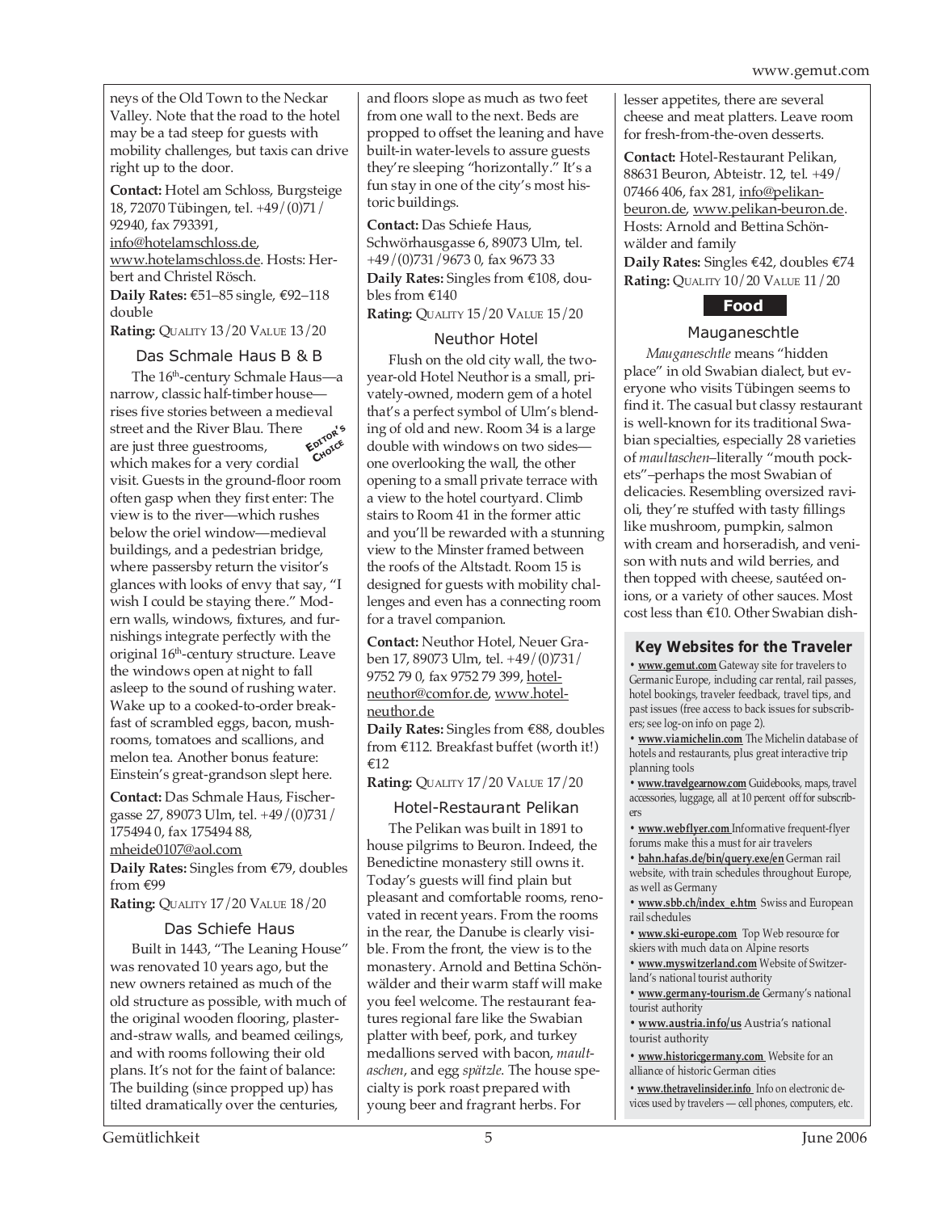neys of the Old Town to the Neckar Valley. Note that the road to the hotel may be a tad steep for guests with mobility challenges, but taxis can drive right up to the door.

**Contact:** Hotel am Schloss, Burgsteige 18, 72070 Tübingen, tel. +49/(0)71/ 92940, fax 793391, info@hotelamschloss.de, www.hotelamschloss.de. Hosts: Herbert and Christel Rösch.
**Daily Rates:** €51–85 single, €92–118 double
**Rating:** QUALITY 13/20 VALUE 13/20

### Das Schmale Haus B & B

The 16th-century Schmale Haus—a narrow, classic half-timber house—rises five stories between a medieval street and the River Blau. There are just three guestrooms, which makes for a very cordial visit. Guests in the ground-floor room often gasp when they first enter: The view is to the river—which rushes below the oriel window—medieval buildings, and a pedestrian bridge, where passersby return the visitor's glances with looks of envy that say, "I wish I could be staying there." Modern walls, windows, fixtures, and furnishings integrate perfectly with the original 16th-century structure. Leave the windows open at night to fall asleep to the sound of rushing water. Wake up to a cooked-to-order breakfast of scrambled eggs, bacon, mushrooms, tomatoes and scallions, and melon tea. Another bonus feature: Einstein's great-grandson slept here.

EDITOR'S CHOICE

**Contact:** Das Schmale Haus, Fischergasse 27, 89073 Ulm, tel. +49/(0)731/ 175494 0, fax 175494 88, mheide0107@aol.com
**Daily Rates:** Singles from €79, doubles from €99
**Rating:** QUALITY 17/20 VALUE 18/20

### Das Schiefe Haus

Built in 1443, "The Leaning House" was renovated 10 years ago, but the new owners retained as much of the old structure as possible, with much of the original wooden flooring, plaster-and-straw walls, and beamed ceilings, and with rooms following their old plans. It's not for the faint of balance: The building (since propped up) has tilted dramatically over the centuries, and floors slope as much as two feet from one wall to the next. Beds are propped to offset the leaning and have built-in water-levels to assure guests they're sleeping "horizontally." It's a fun stay in one of the city's most historic buildings.

**Contact:** Das Schiefe Haus, Schwörhausgasse 6, 89073 Ulm, tel. +49/(0)731/9673 0, fax 9673 33
**Daily Rates:** Singles from €108, doubles from €140
**Rating:** QUALITY 15/20 VALUE 15/20

### Neuthor Hotel

Flush on the old city wall, the two-year-old Hotel Neuthor is a small, privately-owned, modern gem of a hotel that's a perfect symbol of Ulm's blending of old and new. Room 34 is a large double with windows on two sides—one overlooking the wall, the other opening to a small private terrace with a view to the hotel courtyard. Climb stairs to Room 41 in the former attic and you'll be rewarded with a stunning view to the Minster framed between the roofs of the Altstadt. Room 15 is designed for guests with mobility challenges and even has a connecting room for a travel companion.

**Contact:** Neuthor Hotel, Neuer Graben 17, 89073 Ulm, tel. +49/(0)731/ 9752 79 0, fax 9752 79 399, hotel-neuthor@comfor.de, www.hotel-neuthor.de
**Daily Rates:** Singles from €88, doubles from €112. Breakfast buffet (worth it!) €12
**Rating:** QUALITY 17/20 VALUE 17/20

### Hotel-Restaurant Pelikan

The Pelikan was built in 1891 to house pilgrims to Beuron. Indeed, the Benedictine monastery still owns it. Today's guests will find plain but pleasant and comfortable rooms, renovated in recent years. From the rooms in the rear, the Danube is clearly visible. From the front, the view is to the monastery. Arnold and Bettina Schönwälder and their warm staff will make you feel welcome. The restaurant features regional fare like the Swabian platter with beef, pork, and turkey medallions served with bacon, *maultaschen*, and egg *spätzle*. The house specialty is pork roast prepared with young beer and fragrant herbs. For lesser appetites, there are several cheese and meat platters. Leave room for fresh-from-the-oven desserts.

**Contact:** Hotel-Restaurant Pelikan, 88631 Beuron, Abteistr. 12, tel. +49/ 07466 406, fax 281, info@pelikan-beuron.de, www.pelikan-beuron.de. Hosts: Arnold and Bettina Schönwälder and family
**Daily Rates:** Singles €42, doubles €74
**Rating:** QUALITY 10/20 VALUE 11/20

## Food

### Mauganeschtle

*Mauganeschtle* means "hidden place" in old Swabian dialect, but everyone who visits Tübingen seems to find it. The casual but classy restaurant is well-known for its traditional Swabian specialties, especially 28 varieties of *maultaschen*–literally "mouth pockets"–perhaps the most Swabian of delicacies. Resembling oversized ravioli, they're stuffed with tasty fillings like mushroom, pumpkin, salmon with cream and horseradish, and venison with nuts and wild berries, and then topped with cheese, sautéed onions, or a variety of other sauces. Most cost less than €10. Other Swabian dish-

---

**Key Websites for the Traveler**

- **www.gemut.com** Gateway site for travelers to Germanic Europe, including car rental, rail passes, hotel bookings, traveler feedback, travel tips, and past issues (free access to back issues for subscribers; see log-on info on page 2).
- **www.viamichelin.com** The Michelin database of hotels and restaurants, plus great interactive trip planning tools
- **www.travelgearnow.com** Guidebooks, maps, travel accessories, luggage, all at 10 percent off for subscribers
- **www.webflyer.com** Informative frequent-flyer forums make this a must for air travelers
- **bahn.hafas.de/bin/query.exe/en** German rail website, with train schedules throughout Europe, as well as Germany
- **www.sbb.ch/index_e.htm** Swiss and European rail schedules
- **www.ski-europe.com** Top Web resource for skiers with much data on Alpine resorts
- **www.myswitzerland.com** Website of Switzerland's national tourist authority
- **www.germany-tourism.de** Germany's national tourist authority
- **www.austria.info/us** Austria's national tourist authority
- **www.historicgermany.com** Website for an alliance of historic German cities
- **www.thetravelinsider.info** Info on electronic devices used by travelers — cell phones, computers, etc.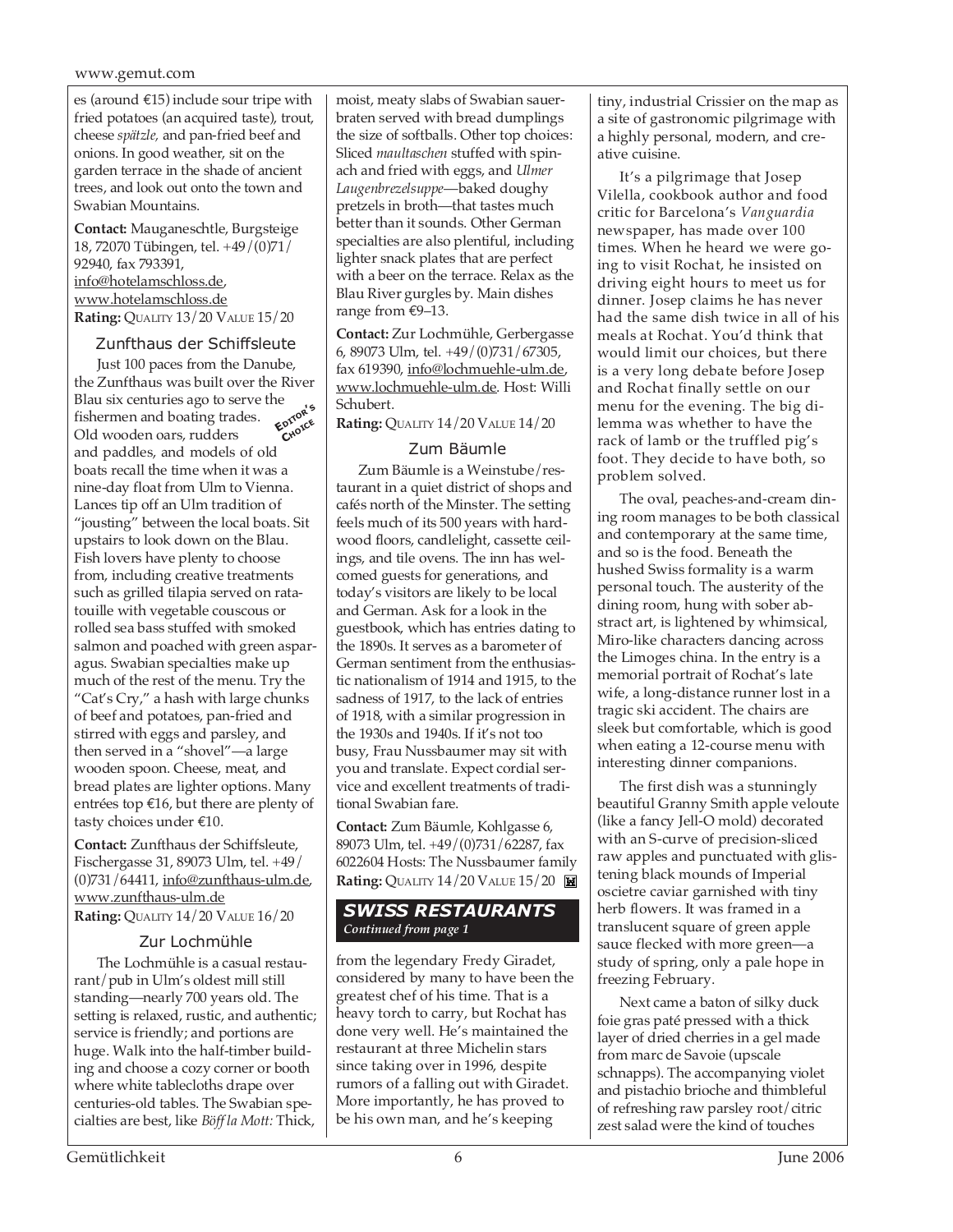es (around €15) include sour tripe with fried potatoes (an acquired taste), trout, cheese *spätzle,* and pan-fried beef and onions. In good weather, sit on the garden terrace in the shade of ancient trees, and look out onto the town and Swabian Mountains.

**Contact:** Mauganeschtle, Burgsteige 18, 72070 Tübingen, tel. +49/(0)71/ 92940, fax 793391, info@hotelamschloss.de, www.hotelamschloss.de
**Rating:** QUALITY 13/20 VALUE 15/20

### Zunfthaus der Schiffsleute

EDITOR'S CHOICE

Just 100 paces from the Danube, the Zunfthaus was built over the River Blau six centuries ago to serve the fishermen and boating trades. Old wooden oars, rudders and paddles, and models of old boats recall the time when it was a nine-day float from Ulm to Vienna. Lances tip off an Ulm tradition of "jousting" between the local boats. Sit upstairs to look down on the Blau. Fish lovers have plenty to choose from, including creative treatments such as grilled tilapia served on ratatouille with vegetable couscous or rolled sea bass stuffed with smoked salmon and poached with green asparagus. Swabian specialties make up much of the rest of the menu. Try the "Cat's Cry," a hash with large chunks of beef and potatoes, pan-fried and stirred with eggs and parsley, and then served in a "shovel"—a large wooden spoon. Cheese, meat, and bread plates are lighter options. Many entrées top €16, but there are plenty of tasty choices under €10.

**Contact:** Zunfthaus der Schiffsleute, Fischergasse 31, 89073 Ulm, tel. +49/ (0)731/64411, info@zunfthaus-ulm.de, www.zunfthaus-ulm.de
**Rating:** QUALITY 14/20 VALUE 16/20

### Zur Lochmühle

The Lochmühle is a casual restaurant/pub in Ulm's oldest mill still standing—nearly 700 years old. The setting is relaxed, rustic, and authentic; service is friendly; and portions are huge. Walk into the half-timber building and choose a cozy corner or booth where white tablecloths drape over centuries-old tables. The Swabian specialties are best, like *Böff la Mott:* Thick, moist, meaty slabs of Swabian sauerbraten served with bread dumplings the size of softballs. Other top choices: Sliced *maultaschen* stuffed with spinach and fried with eggs, and *Ulmer Laugenbrezelsuppe*—baked doughy pretzels in broth—that tastes much better than it sounds. Other German specialties are also plentiful, including lighter snack plates that are perfect with a beer on the terrace. Relax as the Blau River gurgles by. Main dishes range from €9–13.

**Contact:** Zur Lochmühle, Gerbergasse 6, 89073 Ulm, tel. +49/(0)731/67305, fax 619390, info@lochmuehle-ulm.de, www.lochmuehle-ulm.de. Host: Willi Schubert.
**Rating:** QUALITY 14/20 VALUE 14/20

### Zum Bäumle

Zum Bäumle is a Weinstube/restaurant in a quiet district of shops and cafés north of the Minster. The setting feels much of its 500 years with hardwood floors, candlelight, cassette ceilings, and tile ovens. The inn has welcomed guests for generations, and today's visitors are likely to be local and German. Ask for a look in the guestbook, which has entries dating to the 1890s. It serves as a barometer of German sentiment from the enthusiastic nationalism of 1914 and 1915, to the sadness of 1917, to the lack of entries of 1918, with a similar progression in the 1930s and 1940s. If it's not too busy, Frau Nussbaumer may sit with you and translate. Expect cordial service and excellent treatments of traditional Swabian fare.

**Contact:** Zum Bäumle, Kohlgasse 6, 89073 Ulm, tel. +49/(0)731/62287, fax 6022604 Hosts: The Nussbaumer family
**Rating:** QUALITY 14/20 VALUE 15/20

## SWISS RESTAURANTS

*Continued from page 1*

from the legendary Fredy Giradet, considered by many to have been the greatest chef of his time. That is a heavy torch to carry, but Rochat has done very well. He's maintained the restaurant at three Michelin stars since taking over in 1996, despite rumors of a falling out with Giradet. More importantly, he has proved to be his own man, and he's keeping tiny, industrial Crissier on the map as a site of gastronomic pilgrimage with a highly personal, modern, and creative cuisine.

It's a pilgrimage that Josep Vilella, cookbook author and food critic for Barcelona's *Vanguardia* newspaper, has made over 100 times. When he heard we were going to visit Rochat, he insisted on driving eight hours to meet us for dinner. Josep claims he has never had the same dish twice in all of his meals at Rochat. You'd think that would limit our choices, but there is a very long debate before Josep and Rochat finally settle on our menu for the evening. The big dilemma was whether to have the rack of lamb or the truffled pig's foot. They decide to have both, so problem solved.

The oval, peaches-and-cream dining room manages to be both classical and contemporary at the same time, and so is the food. Beneath the hushed Swiss formality is a warm personal touch. The austerity of the dining room, hung with sober abstract art, is lightened by whimsical, Miro-like characters dancing across the Limoges china. In the entry is a memorial portrait of Rochat's late wife, a long-distance runner lost in a tragic ski accident. The chairs are sleek but comfortable, which is good when eating a 12-course menu with interesting dinner companions.

The first dish was a stunningly beautiful Granny Smith apple veloute (like a fancy Jell-O mold) decorated with an S-curve of precision-sliced raw apples and punctuated with glistening black mounds of Imperial oscietre caviar garnished with tiny herb flowers. It was framed in a translucent square of green apple sauce flecked with more green—a study of spring, only a pale hope in freezing February.

Next came a baton of silky duck foie gras paté pressed with a thick layer of dried cherries in a gel made from marc de Savoie (upscale schnapps). The accompanying violet and pistachio brioche and thimbleful of refreshing raw parsley root/citric zest salad were the kind of touches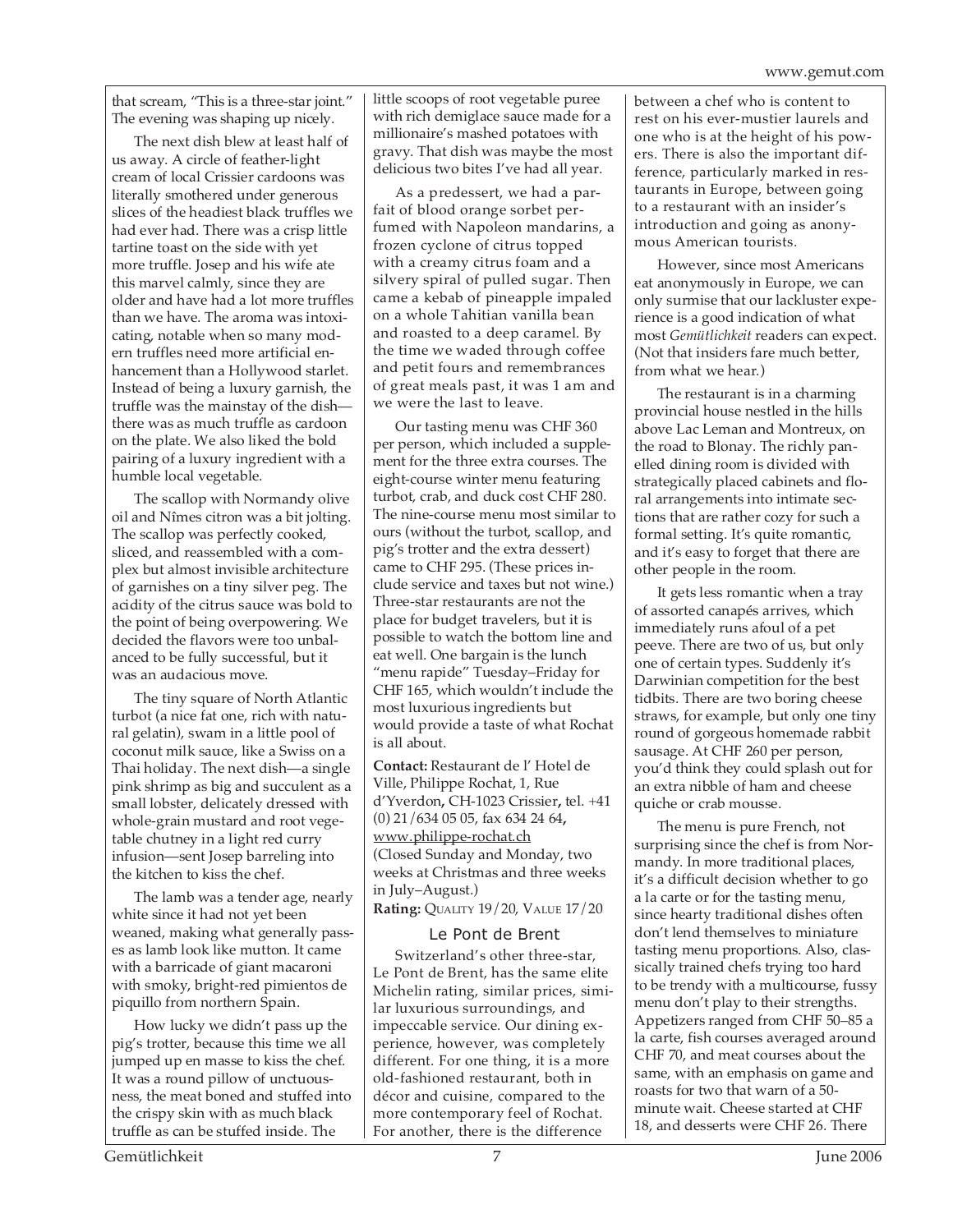that scream, "This is a three-star joint." The evening was shaping up nicely.

The next dish blew at least half of us away. A circle of feather-light cream of local Crissier cardoons was literally smothered under generous slices of the headiest black truffles we had ever had. There was a crisp little tartine toast on the side with yet more truffle. Josep and his wife ate this marvel calmly, since they are older and have had a lot more truffles than we have. The aroma was intoxicating, notable when so many modern truffles need more artificial enhancement than a Hollywood starlet. Instead of being a luxury garnish, the truffle was the mainstay of the dish—there was as much truffle as cardoon on the plate. We also liked the bold pairing of a luxury ingredient with a humble local vegetable.

The scallop with Normandy olive oil and Nîmes citron was a bit jolting. The scallop was perfectly cooked, sliced, and reassembled with a complex but almost invisible architecture of garnishes on a tiny silver peg. The acidity of the citrus sauce was bold to the point of being overpowering. We decided the flavors were too unbalanced to be fully successful, but it was an audacious move.

The tiny square of North Atlantic turbot (a nice fat one, rich with natural gelatin), swam in a little pool of coconut milk sauce, like a Swiss on a Thai holiday. The next dish—a single pink shrimp as big and succulent as a small lobster, delicately dressed with whole-grain mustard and root vegetable chutney in a light red curry infusion—sent Josep barreling into the kitchen to kiss the chef.

The lamb was a tender age, nearly white since it had not yet been weaned, making what generally passes as lamb look like mutton. It came with a barricade of giant macaroni with smoky, bright-red pimientos de piquillo from northern Spain.

How lucky we didn't pass up the pig's trotter, because this time we all jumped up en masse to kiss the chef. It was a round pillow of unctuousness, the meat boned and stuffed into the crispy skin with as much black truffle as can be stuffed inside. The little scoops of root vegetable puree with rich demiglace sauce made for a millionaire's mashed potatoes with gravy. That dish was maybe the most delicious two bites I've had all year.

As a predessert, we had a parfait of blood orange sorbet perfumed with Napoleon mandarins, a frozen cyclone of citrus topped with a creamy citrus foam and a silvery spiral of pulled sugar. Then came a kebab of pineapple impaled on a whole Tahitian vanilla bean and roasted to a deep caramel. By the time we waded through coffee and petit fours and remembrances of great meals past, it was 1 am and we were the last to leave.

Our tasting menu was CHF 360 per person, which included a supplement for the three extra courses. The eight-course winter menu featuring turbot, crab, and duck cost CHF 280. The nine-course menu most similar to ours (without the turbot, scallop, and pig's trotter and the extra dessert) came to CHF 295. (These prices include service and taxes but not wine.) Three-star restaurants are not the place for budget travelers, but it is possible to watch the bottom line and eat well. One bargain is the lunch "menu rapide" Tuesday–Friday for CHF 165, which wouldn't include the most luxurious ingredients but would provide a taste of what Rochat is all about.

**Contact:** Restaurant de l' Hotel de Ville, Philippe Rochat, 1, Rue d'Yverdon**,** CH-1023 Crissier**,** tel. +41 (0) 21/634 05 05, fax 634 24 64**,** www.philippe-rochat.ch
(Closed Sunday and Monday, two weeks at Christmas and three weeks in July–August.)
**Rating:** QUALITY 19/20, VALUE 17/20

### Le Pont de Brent

Switzerland's other three-star, Le Pont de Brent, has the same elite Michelin rating, similar prices, similar luxurious surroundings, and impeccable service. Our dining experience, however, was completely different. For one thing, it is a more old-fashioned restaurant, both in décor and cuisine, compared to the more contemporary feel of Rochat. For another, there is the difference between a chef who is content to rest on his ever-mustier laurels and one who is at the height of his powers. There is also the important difference, particularly marked in restaurants in Europe, between going to a restaurant with an insider's introduction and going as anonymous American tourists.

However, since most Americans eat anonymously in Europe, we can only surmise that our lackluster experience is a good indication of what most *Gemütlichkeit* readers can expect. (Not that insiders fare much better, from what we hear.)

The restaurant is in a charming provincial house nestled in the hills above Lac Leman and Montreux, on the road to Blonay. The richly panelled dining room is divided with strategically placed cabinets and floral arrangements into intimate sections that are rather cozy for such a formal setting. It's quite romantic, and it's easy to forget that there are other people in the room.

It gets less romantic when a tray of assorted canapés arrives, which immediately runs afoul of a pet peeve. There are two of us, but only one of certain types. Suddenly it's Darwinian competition for the best tidbits. There are two boring cheese straws, for example, but only one tiny round of gorgeous homemade rabbit sausage. At CHF 260 per person, you'd think they could splash out for an extra nibble of ham and cheese quiche or crab mousse.

The menu is pure French, not surprising since the chef is from Normandy. In more traditional places, it's a difficult decision whether to go a la carte or for the tasting menu, since hearty traditional dishes often don't lend themselves to miniature tasting menu proportions. Also, classically trained chefs trying too hard to be trendy with a multicourse, fussy menu don't play to their strengths. Appetizers ranged from CHF 50–85 a la carte, fish courses averaged around CHF 70, and meat courses about the same, with an emphasis on game and roasts for two that warn of a 50-minute wait. Cheese started at CHF 18, and desserts were CHF 26. There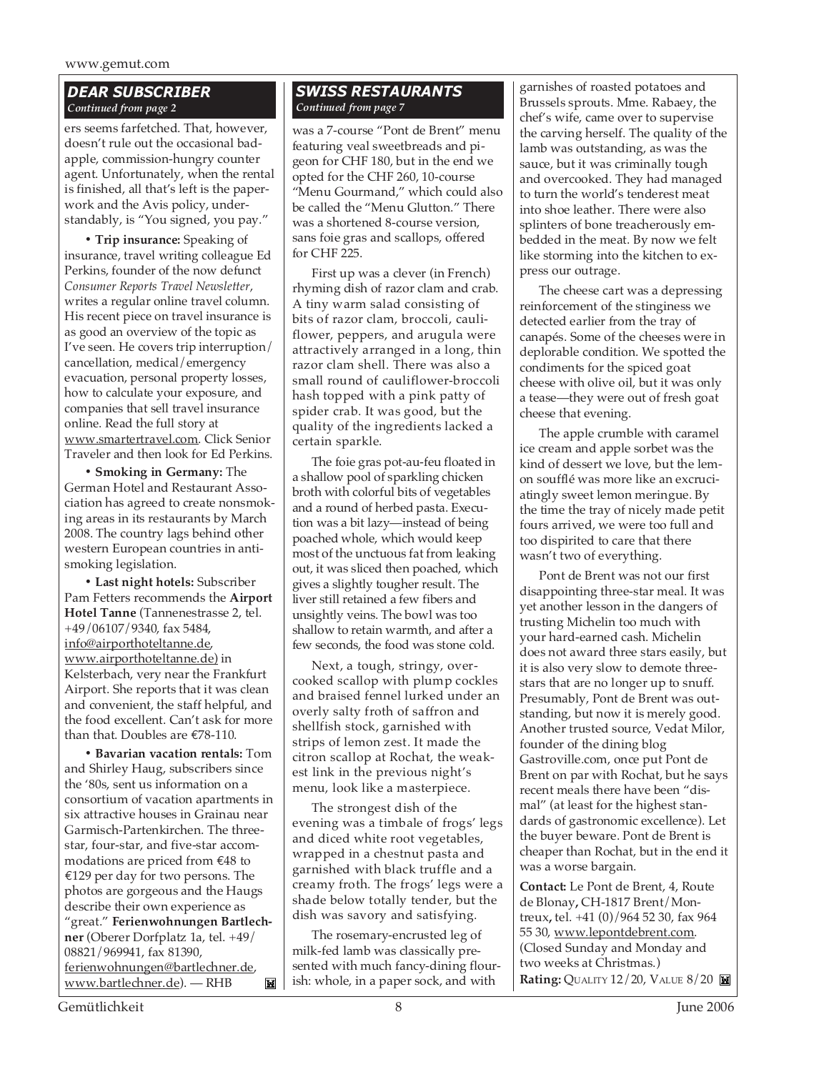## DEAR SUBSCRIBER

*Continued from page 2*

ers seems farfetched. That, however, doesn't rule out the occasional bad-apple, commission-hungry counter agent. Unfortunately, when the rental is finished, all that's left is the paperwork and the Avis policy, understandably, is "You signed, you pay."

• **Trip insurance:** Speaking of insurance, travel writing colleague Ed Perkins, founder of the now defunct *Consumer Reports Travel Newsletter*, writes a regular online travel column. His recent piece on travel insurance is as good an overview of the topic as I've seen. He covers trip interruption/cancellation, medical/emergency evacuation, personal property losses, how to calculate your exposure, and companies that sell travel insurance online. Read the full story at www.smartertravel.com. Click Senior Traveler and then look for Ed Perkins.

• **Smoking in Germany:** The German Hotel and Restaurant Association has agreed to create nonsmoking areas in its restaurants by March 2008. The country lags behind other western European countries in anti-smoking legislation.

• **Last night hotels:** Subscriber Pam Fetters recommends the **Airport Hotel Tanne** (Tannenestrasse 2, tel. +49/06107/9340, fax 5484, info@airporthoteltanne.de, www.airporthoteltanne.de) in Kelsterbach, very near the Frankfurt Airport. She reports that it was clean and convenient, the staff helpful, and the food excellent. Can't ask for more than that. Doubles are €78-110.

• **Bavarian vacation rentals:** Tom and Shirley Haug, subscribers since the '80s, sent us information on a consortium of vacation apartments in six attractive houses in Grainau near Garmisch-Partenkirchen. The three-star, four-star, and five-star accommodations are priced from €48 to €129 per day for two persons. The photos are gorgeous and the Haugs describe their own experience as "great." **Ferienwohnungen Bartlechner** (Oberer Dorfplatz 1a, tel. +49/08821/969941, fax 81390, ferienwohnungen@bartlechner.de, www.bartlechner.de). — RHB

## SWISS RESTAURANTS

*Continued from page 7*

was a 7-course "Pont de Brent" menu featuring veal sweetbreads and pigeon for CHF 180, but in the end we opted for the CHF 260, 10-course "Menu Gourmand," which could also be called the "Menu Glutton." There was a shortened 8-course version, sans foie gras and scallops, offered for CHF 225.

First up was a clever (in French) rhyming dish of razor clam and crab. A tiny warm salad consisting of bits of razor clam, broccoli, cauliflower, peppers, and arugula were attractively arranged in a long, thin razor clam shell. There was also a small round of cauliflower-broccoli hash topped with a pink patty of spider crab. It was good, but the quality of the ingredients lacked a certain sparkle.

The foie gras pot-au-feu floated in a shallow pool of sparkling chicken broth with colorful bits of vegetables and a round of herbed pasta. Execution was a bit lazy—instead of being poached whole, which would keep most of the unctuous fat from leaking out, it was sliced then poached, which gives a slightly tougher result. The liver still retained a few fibers and unsightly veins. The bowl was too shallow to retain warmth, and after a few seconds, the food was stone cold.

Next, a tough, stringy, overcooked scallop with plump cockles and braised fennel lurked under an overly salty froth of saffron and shellfish stock, garnished with strips of lemon zest. It made the citron scallop at Rochat, the weakest link in the previous night's menu, look like a masterpiece.

The strongest dish of the evening was a timbale of frogs' legs and diced white root vegetables, wrapped in a chestnut pasta and garnished with black truffle and a creamy froth. The frogs' legs were a shade below totally tender, but the dish was savory and satisfying.

The rosemary-encrusted leg of milk-fed lamb was classically presented with much fancy-dining flourish: whole, in a paper sock, and with garnishes of roasted potatoes and Brussels sprouts. Mme. Rabaey, the chef's wife, came over to supervise the carving herself. The quality of the lamb was outstanding, as was the sauce, but it was criminally tough and overcooked. They had managed to turn the world's tenderest meat into shoe leather. There were also splinters of bone treacherously embedded in the meat. By now we felt like storming into the kitchen to express our outrage.

The cheese cart was a depressing reinforcement of the stinginess we detected earlier from the tray of canapés. Some of the cheeses were in deplorable condition. We spotted the condiments for the spiced goat cheese with olive oil, but it was only a tease—they were out of fresh goat cheese that evening.

The apple crumble with caramel ice cream and apple sorbet was the kind of dessert we love, but the lemon soufflé was more like an excruciatingly sweet lemon meringue. By the time the tray of nicely made petit fours arrived, we were too full and too dispirited to care that there wasn't two of everything.

Pont de Brent was not our first disappointing three-star meal. It was yet another lesson in the dangers of trusting Michelin too much with your hard-earned cash. Michelin does not award three stars easily, but it is also very slow to demote three-stars that are no longer up to snuff. Presumably, Pont de Brent was outstanding, but now it is merely good. Another trusted source, Vedat Milor, founder of the dining blog Gastroville.com, once put Pont de Brent on par with Rochat, but he says recent meals there have been "dismal" (at least for the highest standards of gastronomic excellence). Let the buyer beware. Pont de Brent is cheaper than Rochat, but in the end it was a worse bargain.

**Contact:** Le Pont de Brent, 4, Route de Blonay**,** CH-1817 Brent/Montreux**,** tel. +41 (0)/964 52 30, fax 964 55 30, www.lepontdebrent.com. (Closed Sunday and Monday and two weeks at Christmas.)

**Rating:** QUALITY 12/20, VALUE 8/20